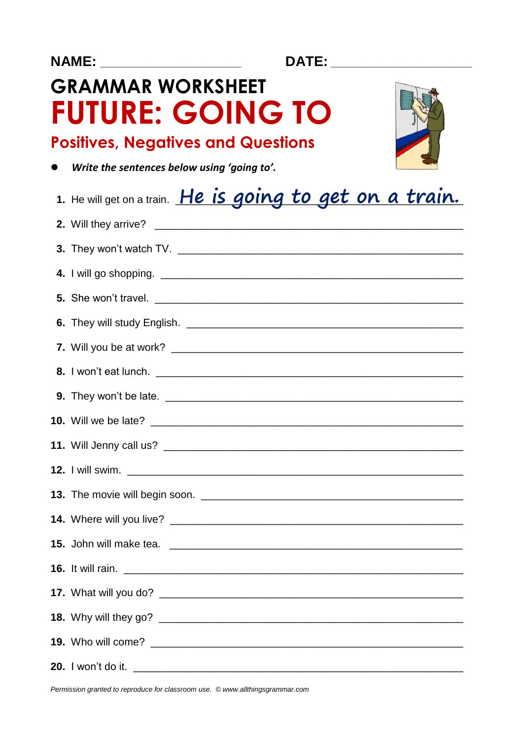NAME: ____________________ DATE: ____________________

# GRAMMAR WORKSHEET

# FUTURE: GOING TO

## Positives, Negatives and Questions

- ***Write the sentences below using 'going to'.***

1. He will get on a train. *He is going to get on a train.*
2. Will they arrive? ________________________________________
3. They won't watch TV. ________________________________________
4. I will go shopping. ________________________________________
5. She won't travel. ________________________________________
6. They will study English. ________________________________________
7. Will you be at work? ________________________________________
8. I won't eat lunch. ________________________________________
9. They won't be late. ________________________________________
10. Will we be late? ________________________________________
11. Will Jenny call us? ________________________________________
12. I will swim. ________________________________________
13. The movie will begin soon. ________________________________________
14. Where will you live? ________________________________________
15. John will make tea. ________________________________________
16. It will rain. ________________________________________
17. What will you do? ________________________________________
18. Why will they go? ________________________________________
19. Who will come? ________________________________________
20. I won't do it. ________________________________________

*Permission granted to reproduce for classroom use. © www.allthingsgrammar.com*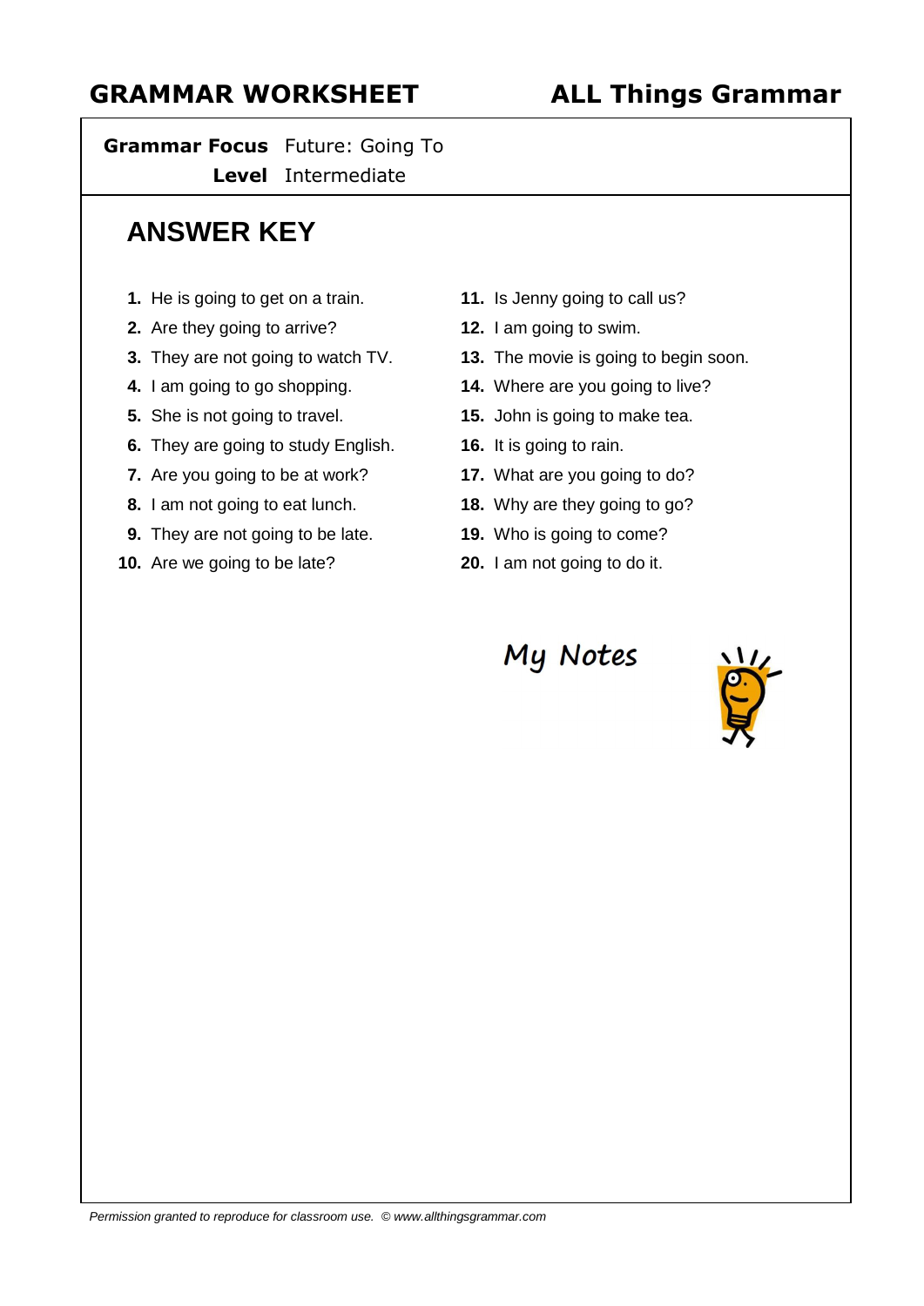# GRAMMAR WORKSHEET

**ALL Things Grammar**

**Grammar Focus** Future: Going To
**Level** Intermediate

## ANSWER KEY

1. He is going to get on a train.
2. Are they going to arrive?
3. They are not going to watch TV.
4. I am going to go shopping.
5. She is not going to travel.
6. They are going to study English.
7. Are you going to be at work?
8. I am not going to eat lunch.
9. They are not going to be late.
10. Are we going to be late?
11. Is Jenny going to call us?
12. I am going to swim.
13. The movie is going to begin soon.
14. Where are you going to live?
15. John is going to make tea.
16. It is going to rain.
17. What are you going to do?
18. Why are they going to go?
19. Who is going to come?
20. I am not going to do it.

My Notes

*Permission granted to reproduce for classroom use. © www.allthingsgrammar.com*